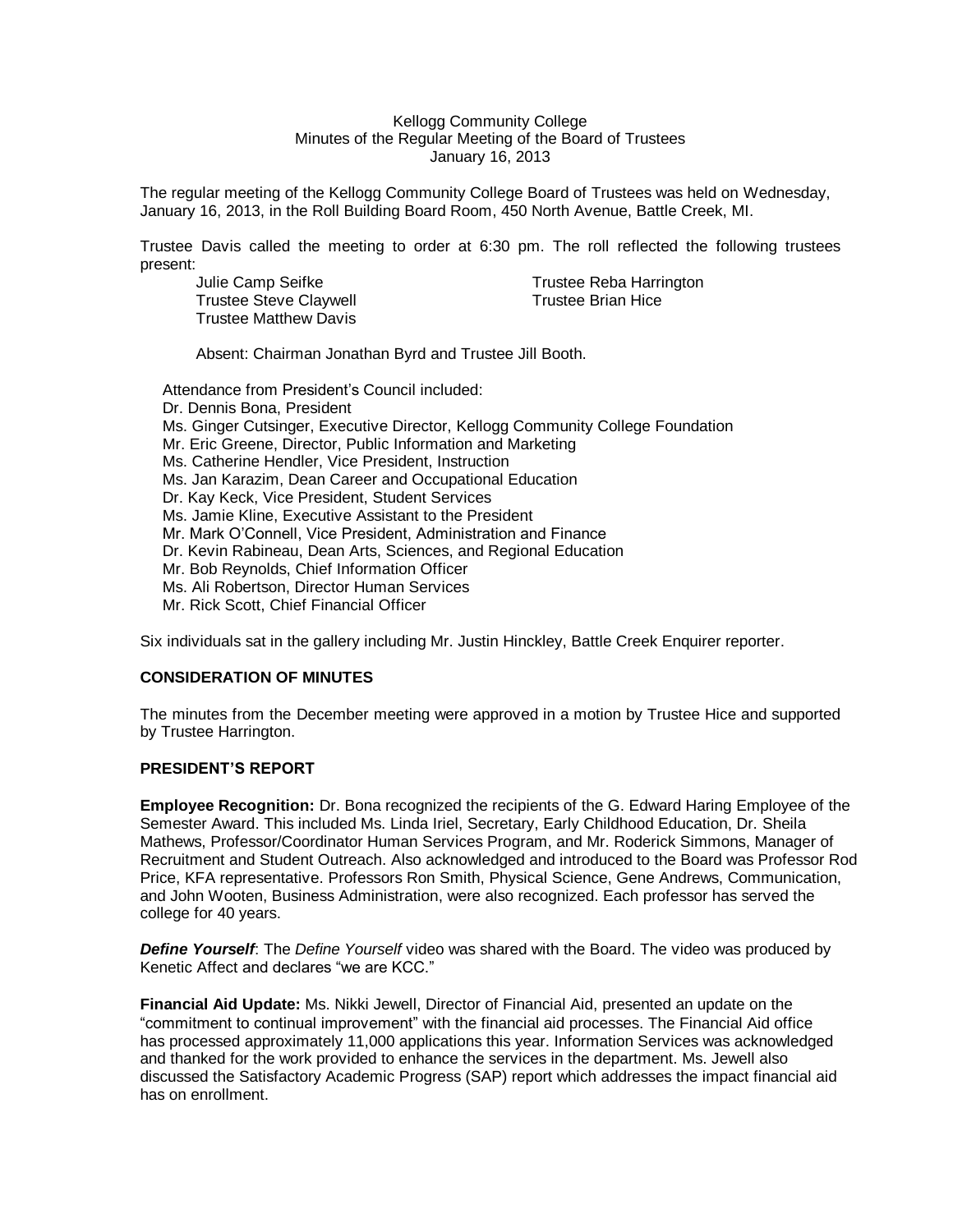Kellogg Community College
Minutes of the Regular Meeting of the Board of Trustees
January 16, 2013

The regular meeting of the Kellogg Community College Board of Trustees was held on Wednesday, January 16, 2013, in the Roll Building Board Room, 450 North Avenue, Battle Creek, MI.

Trustee Davis called the meeting to order at 6:30 pm. The roll reflected the following trustees present:

Julie Camp Seifke
Trustee Steve Claywell
Trustee Matthew Davis
Trustee Reba Harrington
Trustee Brian Hice

Absent: Chairman Jonathan Byrd and Trustee Jill Booth.

Attendance from President's Council included:
Dr. Dennis Bona, President
Ms. Ginger Cutsinger, Executive Director, Kellogg Community College Foundation
Mr. Eric Greene, Director, Public Information and Marketing
Ms. Catherine Hendler, Vice President, Instruction
Ms. Jan Karazim, Dean Career and Occupational Education
Dr. Kay Keck, Vice President, Student Services
Ms. Jamie Kline, Executive Assistant to the President
Mr. Mark O'Connell, Vice President, Administration and Finance
Dr. Kevin Rabineau, Dean Arts, Sciences, and Regional Education
Mr. Bob Reynolds, Chief Information Officer
Ms. Ali Robertson, Director Human Services
Mr. Rick Scott, Chief Financial Officer

Six individuals sat in the gallery including Mr. Justin Hinckley, Battle Creek Enquirer reporter.

## CONSIDERATION OF MINUTES

The minutes from the December meeting were approved in a motion by Trustee Hice and supported by Trustee Harrington.

## PRESIDENT'S REPORT

**Employee Recognition:** Dr. Bona recognized the recipients of the G. Edward Haring Employee of the Semester Award. This included Ms. Linda Iriel, Secretary, Early Childhood Education, Dr. Sheila Mathews, Professor/Coordinator Human Services Program, and Mr. Roderick Simmons, Manager of Recruitment and Student Outreach. Also acknowledged and introduced to the Board was Professor Rod Price, KFA representative. Professors Ron Smith, Physical Science, Gene Andrews, Communication, and John Wooten, Business Administration, were also recognized. Each professor has served the college for 40 years.

***Define Yourself***: The *Define Yourself* video was shared with the Board. The video was produced by Kenetic Affect and declares "we are KCC."

**Financial Aid Update:** Ms. Nikki Jewell, Director of Financial Aid, presented an update on the "commitment to continual improvement" with the financial aid processes. The Financial Aid office has processed approximately 11,000 applications this year. Information Services was acknowledged and thanked for the work provided to enhance the services in the department. Ms. Jewell also discussed the Satisfactory Academic Progress (SAP) report which addresses the impact financial aid has on enrollment.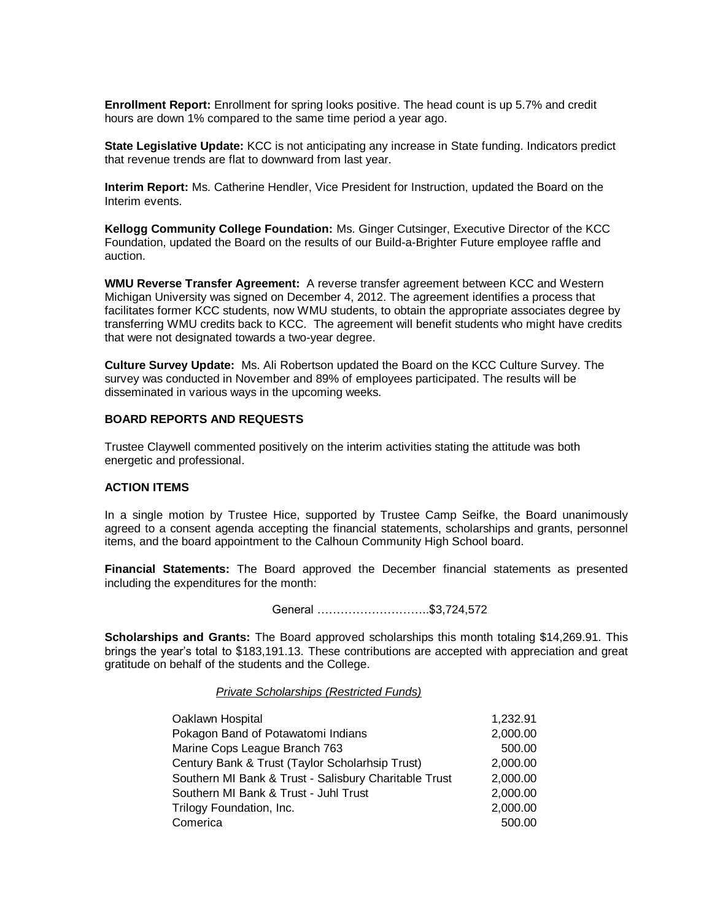**Enrollment Report:** Enrollment for spring looks positive. The head count is up 5.7% and credit hours are down 1% compared to the same time period a year ago.

**State Legislative Update:** KCC is not anticipating any increase in State funding. Indicators predict that revenue trends are flat to downward from last year.

**Interim Report:** Ms. Catherine Hendler, Vice President for Instruction, updated the Board on the Interim events.

**Kellogg Community College Foundation:** Ms. Ginger Cutsinger, Executive Director of the KCC Foundation, updated the Board on the results of our Build-a-Brighter Future employee raffle and auction.

**WMU Reverse Transfer Agreement:** A reverse transfer agreement between KCC and Western Michigan University was signed on December 4, 2012. The agreement identifies a process that facilitates former KCC students, now WMU students, to obtain the appropriate associates degree by transferring WMU credits back to KCC. The agreement will benefit students who might have credits that were not designated towards a two-year degree.

**Culture Survey Update:** Ms. Ali Robertson updated the Board on the KCC Culture Survey. The survey was conducted in November and 89% of employees participated. The results will be disseminated in various ways in the upcoming weeks.

## BOARD REPORTS AND REQUESTS

Trustee Claywell commented positively on the interim activities stating the attitude was both energetic and professional.

## ACTION ITEMS

In a single motion by Trustee Hice, supported by Trustee Camp Seifke, the Board unanimously agreed to a consent agenda accepting the financial statements, scholarships and grants, personnel items, and the board appointment to the Calhoun Community High School board.

**Financial Statements:** The Board approved the December financial statements as presented including the expenditures for the month:

General ………………………..$3,724,572

**Scholarships and Grants:** The Board approved scholarships this month totaling $14,269.91. This brings the year's total to $183,191.13. These contributions are accepted with appreciation and great gratitude on behalf of the students and the College.

*Private Scholarships (Restricted Funds)*

| | |
|---|---|
| Oaklawn Hospital | 1,232.91 |
| Pokagon Band of Potawatomi Indians | 2,000.00 |
| Marine Cops League Branch 763 | 500.00 |
| Century Bank & Trust (Taylor Scholarhsip Trust) | 2,000.00 |
| Southern MI Bank & Trust - Salisbury Charitable Trust | 2,000.00 |
| Southern MI Bank & Trust - Juhl Trust | 2,000.00 |
| Trilogy Foundation, Inc. | 2,000.00 |
| Comerica | 500.00 |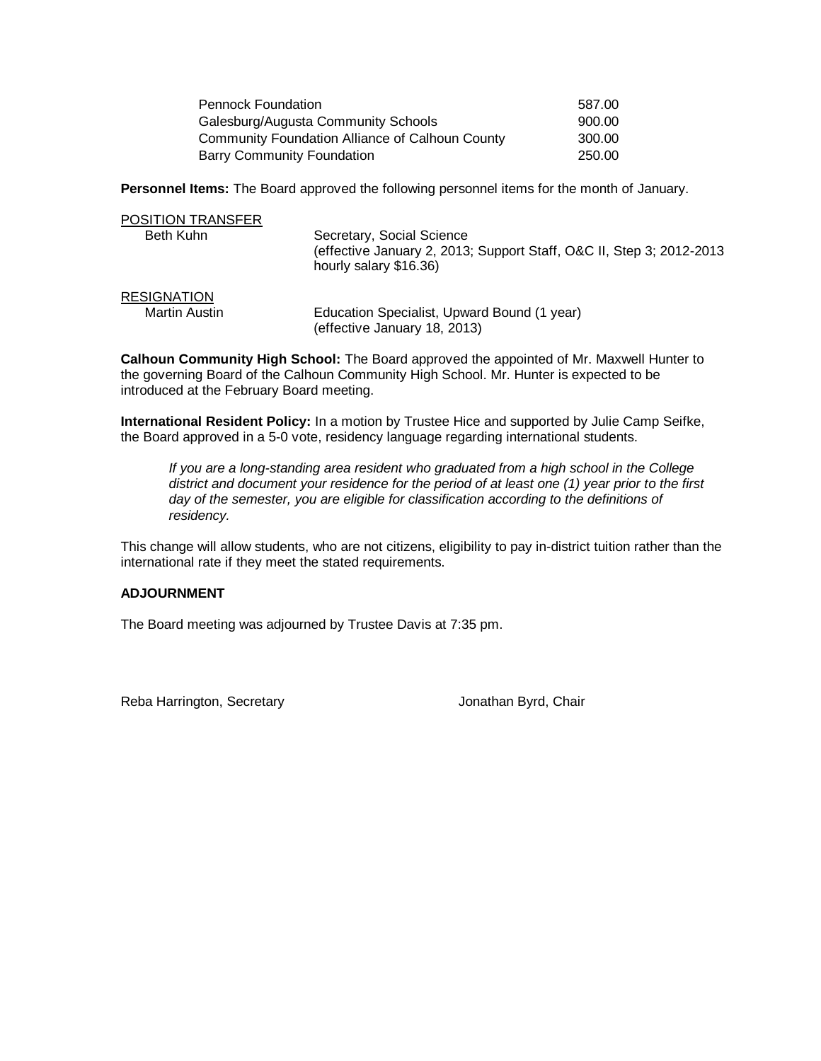| | |
|---|---|
| Pennock Foundation | 587.00 |
| Galesburg/Augusta Community Schools | 900.00 |
| Community Foundation Alliance of Calhoun County | 300.00 |
| Barry Community Foundation | 250.00 |

**Personnel Items:** The Board approved the following personnel items for the month of January.

POSITION TRANSFER

Beth Kuhn — Secretary, Social Science (effective January 2, 2013; Support Staff, O&C II, Step 3; 2012-2013 hourly salary $16.36)

RESIGNATION

Martin Austin — Education Specialist, Upward Bound (1 year) (effective January 18, 2013)

**Calhoun Community High School:** The Board approved the appointed of Mr. Maxwell Hunter to the governing Board of the Calhoun Community High School. Mr. Hunter is expected to be introduced at the February Board meeting.

**International Resident Policy:** In a motion by Trustee Hice and supported by Julie Camp Seifke, the Board approved in a 5-0 vote, residency language regarding international students.

> *If you are a long-standing area resident who graduated from a high school in the College district and document your residence for the period of at least one (1) year prior to the first day of the semester, you are eligible for classification according to the definitions of residency.*

This change will allow students, who are not citizens, eligibility to pay in-district tuition rather than the international rate if they meet the stated requirements.

**ADJOURNMENT**

The Board meeting was adjourned by Trustee Davis at 7:35 pm.

Reba Harrington, Secretary

Jonathan Byrd, Chair